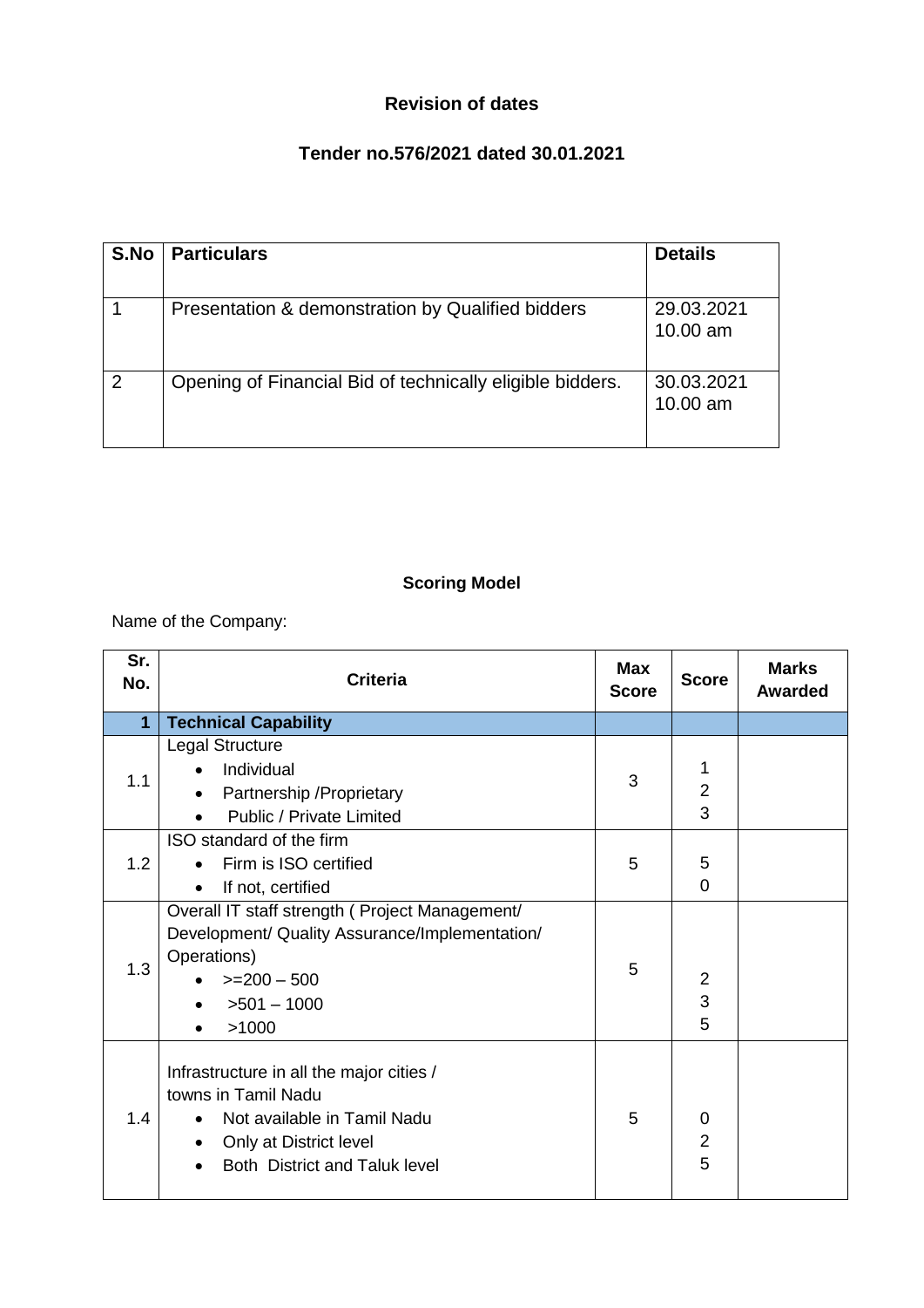# Revision of dates

## Tender no.576/2021 dated 30.01.2021

| S.No | Particulars | Details |
|---|---|---|
| 1 | Presentation & demonstration by Qualified bidders | 29.03.2021 10.00 am |
| 2 | Opening of Financial Bid of technically eligible bidders. | 30.03.2021 10.00 am |

## Scoring Model

Name of the Company:

| Sr. No. | Criteria | Max Score | Score | Marks Awarded |
|---|---|---|---|---|
| **1** | **Technical Capability** | | | |
| 1.1 | Legal Structure<br>• Individual<br>• Partnership /Proprietary<br>• Public / Private Limited | 3 | 1<br>2<br>3 | |
| 1.2 | ISO standard of the firm<br>• Firm is ISO certified<br>• If not, certified | 5 | 5<br>0 | |
| 1.3 | Overall IT staff strength ( Project Management/ Development/ Quality Assurance/Implementation/ Operations)<br>• >=200 – 500<br>• >501 – 1000<br>• >1000 | 5 | 2<br>3<br>5 | |
| 1.4 | Infrastructure in all the major cities / towns in Tamil Nadu<br>• Not available in Tamil Nadu<br>• Only at District level<br>• Both District and Taluk level | 5 | 0<br>2<br>5 | |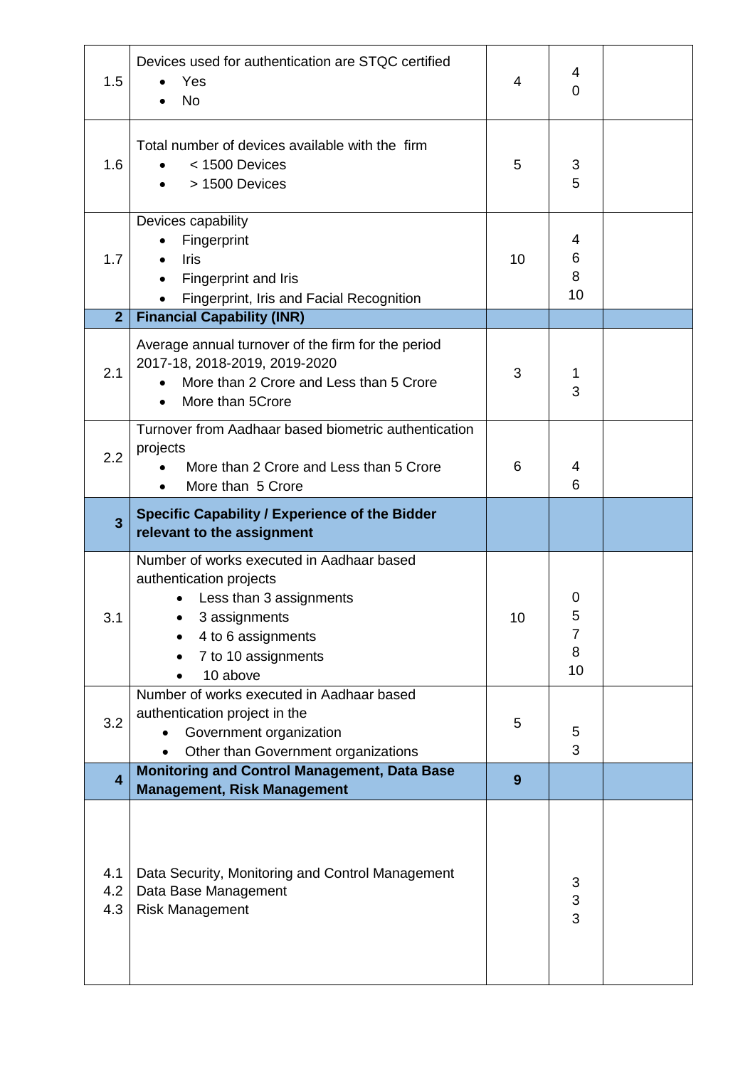| 1.5 | Devices used for authentication are STQC certified<br>• Yes<br>• No | 4 | 4<br>0 | |
|---|---|---|---|---|
| 1.6 | Total number of devices available with the firm<br>• < 1500 Devices<br>• > 1500 Devices | 5 | 3<br>5 | |
| 1.7 | Devices capability<br>• Fingerprint<br>• Iris<br>• Fingerprint and Iris<br>• Fingerprint, Iris and Facial Recognition | 10 | 4<br>6<br>8<br>10 | |
| **2** | **Financial Capability (INR)** | | | |
| 2.1 | Average annual turnover of the firm for the period 2017-18, 2018-2019, 2019-2020<br>• More than 2 Crore and Less than 5 Crore<br>• More than 5Crore | 3 | 1<br>3 | |
| 2.2 | Turnover from Aadhaar based biometric authentication projects<br>• More than 2 Crore and Less than 5 Crore<br>• More than 5 Crore | 6 | 4<br>6 | |
| **3** | **Specific Capability / Experience of the Bidder relevant to the assignment** | | | |
| 3.1 | Number of works executed in Aadhaar based authentication projects<br>• Less than 3 assignments<br>• 3 assignments<br>• 4 to 6 assignments<br>• 7 to 10 assignments<br>• 10 above | 10 | 0<br>5<br>7<br>8<br>10 | |
| 3.2 | Number of works executed in Aadhaar based authentication project in the<br>• Government organization<br>• Other than Government organizations | 5 | 5<br>3 | |
| **4** | **Monitoring and Control Management, Data Base Management, Risk Management** | **9** | | |
| 4.1<br>4.2<br>4.3 | Data Security, Monitoring and Control Management<br>Data Base Management<br>Risk Management | | 3<br>3<br>3 | |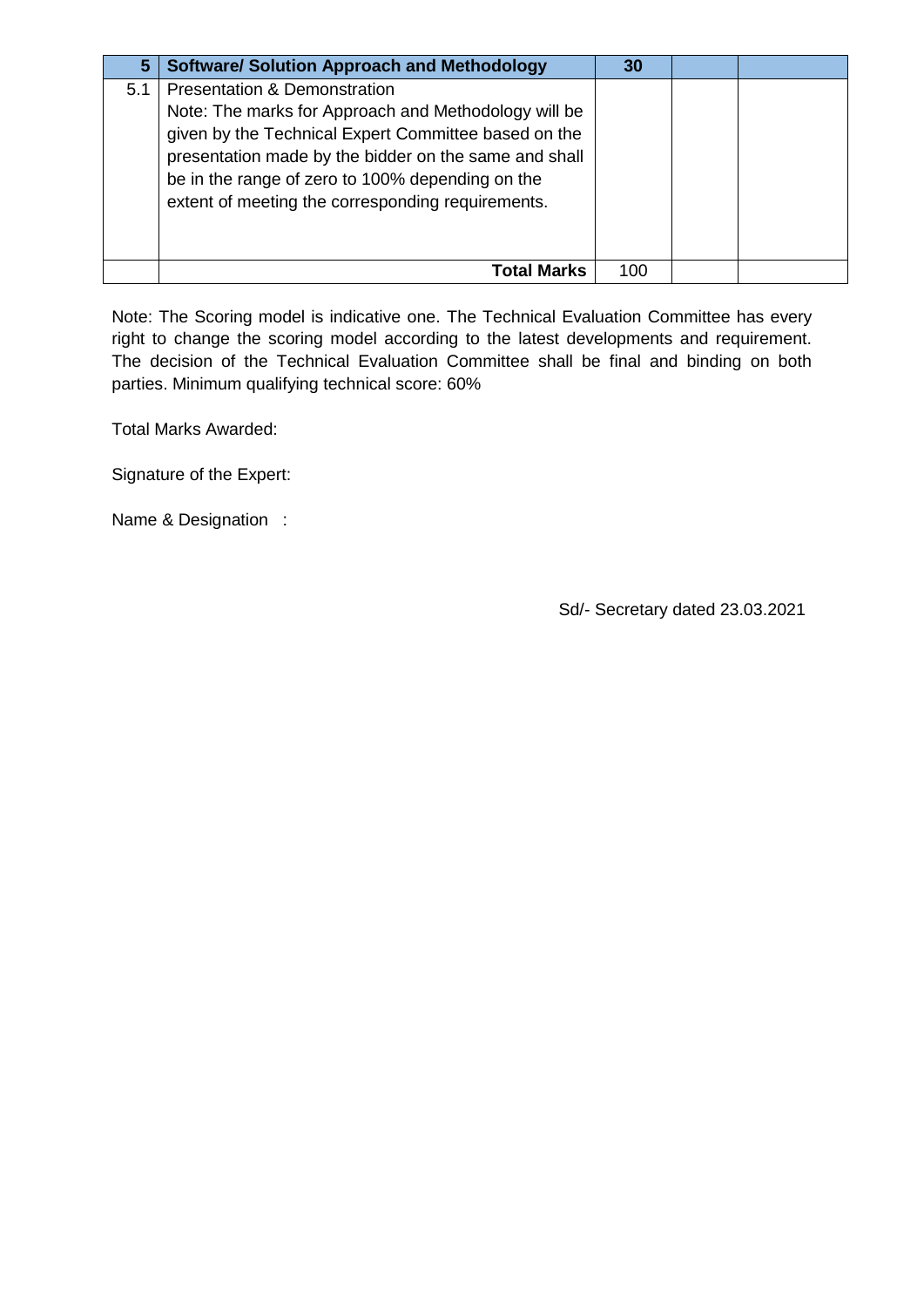| | | | | |
|---|---|---|---|---|
| **5** | **Software/ Solution Approach and Methodology** | **30** | | |
| 5.1 | Presentation & Demonstration<br>Note: The marks for Approach and Methodology will be given by the Technical Expert Committee based on the presentation made by the bidder on the same and shall be in the range of zero to 100% depending on the extent of meeting the corresponding requirements. | | | |
| | **Total Marks** | 100 | | |

Note: The Scoring model is indicative one. The Technical Evaluation Committee has every right to change the scoring model according to the latest developments and requirement. The decision of the Technical Evaluation Committee shall be final and binding on both parties. Minimum qualifying technical score: 60%

Total Marks Awarded:

Signature of the Expert:

Name & Designation :

Sd/- Secretary dated 23.03.2021